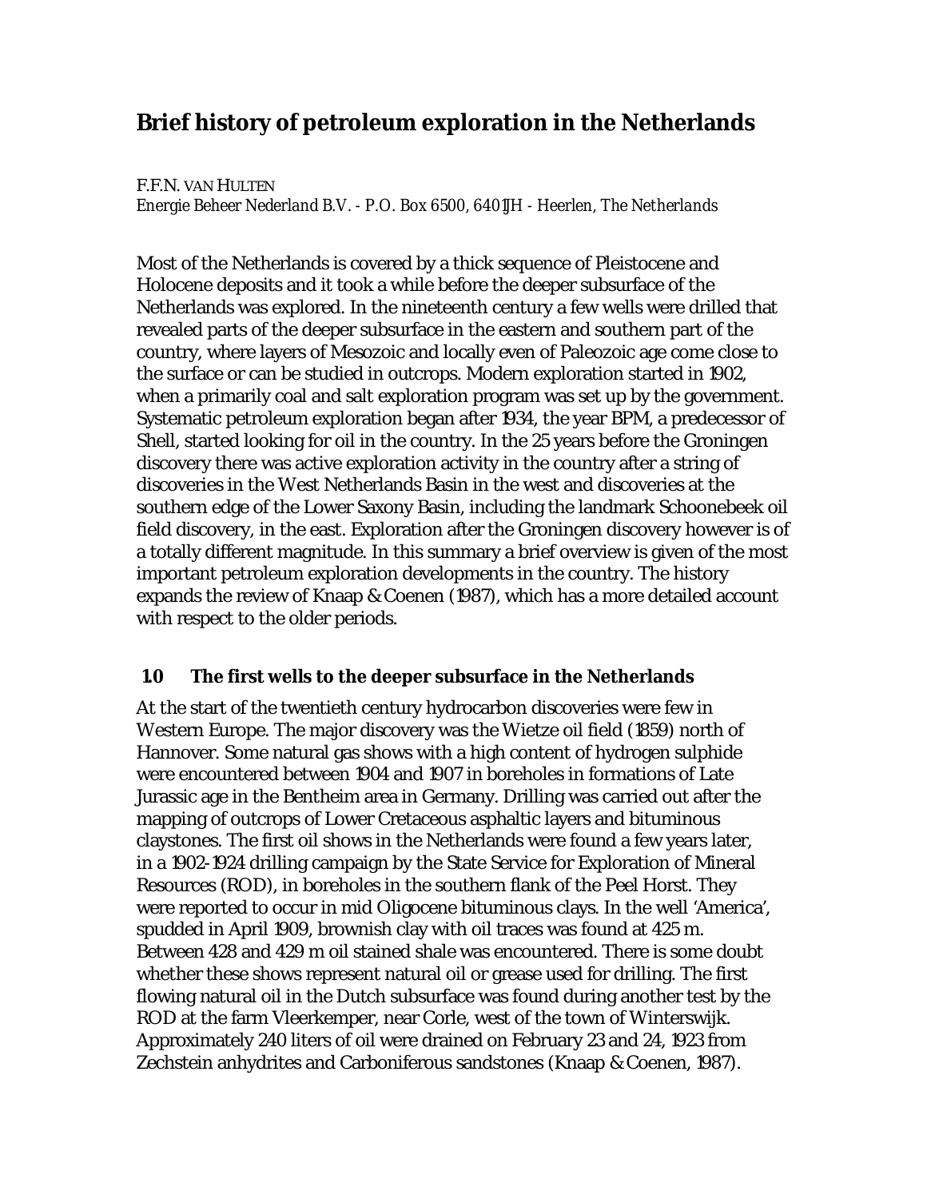# Brief history of petroleum exploration in the Netherlands

F.F.N. VAN HULTEN

*Energie Beheer Nederland B.V. - P.O. Box 6500, 6401JH - Heerlen, The Netherlands*

Most of the Netherlands is covered by a thick sequence of Pleistocene and Holocene deposits and it took a while before the deeper subsurface of the Netherlands was explored. In the nineteenth century a few wells were drilled that revealed parts of the deeper subsurface in the eastern and southern part of the country, where layers of Mesozoic and locally even of Paleozoic age come close to the surface or can be studied in outcrops. Modern exploration started in 1902, when a primarily coal and salt exploration program was set up by the government. Systematic petroleum exploration began after 1934, the year BPM, a predecessor of Shell, started looking for oil in the country. In the 25 years before the Groningen discovery there was active exploration activity in the country after a string of discoveries in the West Netherlands Basin in the west and discoveries at the southern edge of the Lower Saxony Basin, including the landmark Schoonebeek oil field discovery, in the east. Exploration after the Groningen discovery however is of a totally different magnitude. In this summary a brief overview is given of the most important petroleum exploration developments in the country. The history expands the review of Knaap & Coenen (1987), which has a more detailed account with respect to the older periods.

## 1.0 The first wells to the deeper subsurface in the Netherlands

At the start of the twentieth century hydrocarbon discoveries were few in Western Europe. The major discovery was the Wietze oil field (1859) north of Hannover. Some natural gas shows with a high content of hydrogen sulphide were encountered between 1904 and 1907 in boreholes in formations of Late Jurassic age in the Bentheim area in Germany. Drilling was carried out after the mapping of outcrops of Lower Cretaceous asphaltic layers and bituminous claystones. The first oil shows in the Netherlands were found a few years later, in a 1902-1924 drilling campaign by the State Service for Exploration of Mineral Resources (ROD), in boreholes in the southern flank of the Peel Horst. They were reported to occur in mid Oligocene bituminous clays. In the well 'America', spudded in April 1909, brownish clay with oil traces was found at 425 m. Between 428 and 429 m oil stained shale was encountered. There is some doubt whether these shows represent natural oil or grease used for drilling. The first flowing natural oil in the Dutch subsurface was found during another test by the ROD at the farm Vleerkemper, near Corle, west of the town of Winterswijk. Approximately 240 liters of oil were drained on February 23 and 24, 1923 from Zechstein anhydrites and Carboniferous sandstones (Knaap & Coenen, 1987).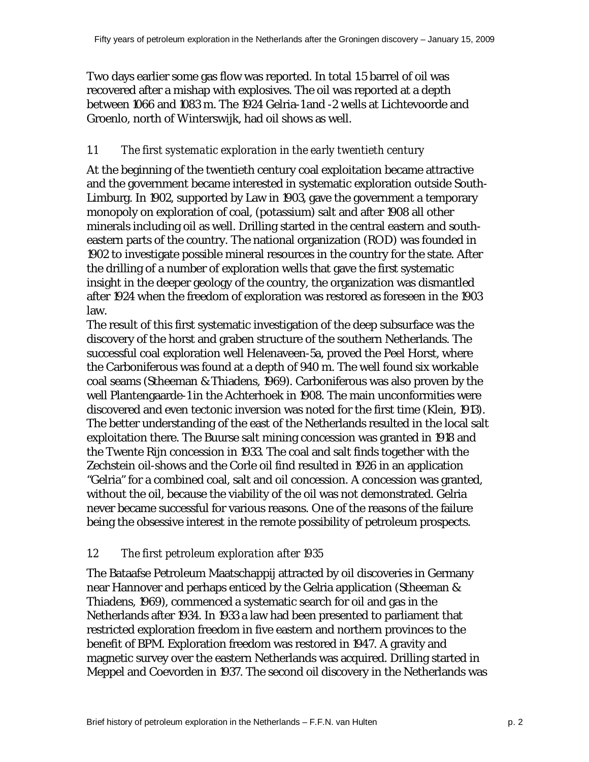Two days earlier some gas flow was reported. In total 1.5 barrel of oil was recovered after a mishap with explosives. The oil was reported at a depth between 1066 and 1083 m. The 1924 Gelria-1 and -2 wells at Lichtevoorde and Groenlo, north of Winterswijk, had oil shows as well.

### 1.1 *The first systematic exploration in the early twentieth century*

At the beginning of the twentieth century coal exploitation became attractive and the government became interested in systematic exploration outside South-Limburg. In 1902, supported by Law in 1903, gave the government a temporary monopoly on exploration of coal, (potassium) salt and after 1908 all other minerals including oil as well. Drilling started in the central eastern and south-eastern parts of the country. The national organization (ROD) was founded in 1902 to investigate possible mineral resources in the country for the state. After the drilling of a number of exploration wells that gave the first systematic insight in the deeper geology of the country, the organization was dismantled after 1924 when the freedom of exploration was restored as foreseen in the 1903 law.

The result of this first systematic investigation of the deep subsurface was the discovery of the horst and graben structure of the southern Netherlands. The successful coal exploration well Helenaveen-5a, proved the Peel Horst, where the Carboniferous was found at a depth of 940 m. The well found six workable coal seams (Stheeman & Thiadens, 1969). Carboniferous was also proven by the well Plantengaarde-1 in the Achterhoek in 1908. The main unconformities were discovered and even tectonic inversion was noted for the first time (Klein, 1913). The better understanding of the east of the Netherlands resulted in the local salt exploitation there. The Buurse salt mining concession was granted in 1918 and the Twente Rijn concession in 1933. The coal and salt finds together with the Zechstein oil-shows and the Corle oil find resulted in 1926 in an application "Gelria" for a combined coal, salt and oil concession. A concession was granted, without the oil, because the viability of the oil was not demonstrated. Gelria never became successful for various reasons. One of the reasons of the failure being the obsessive interest in the remote possibility of petroleum prospects.

### 1.2 *The first petroleum exploration after 1935*

The Bataafse Petroleum Maatschappij attracted by oil discoveries in Germany near Hannover and perhaps enticed by the Gelria application (Stheeman & Thiadens, 1969), commenced a systematic search for oil and gas in the Netherlands after 1934. In 1933 a law had been presented to parliament that restricted exploration freedom in five eastern and northern provinces to the benefit of BPM. Exploration freedom was restored in 1947. A gravity and magnetic survey over the eastern Netherlands was acquired. Drilling started in Meppel and Coevorden in 1937. The second oil discovery in the Netherlands was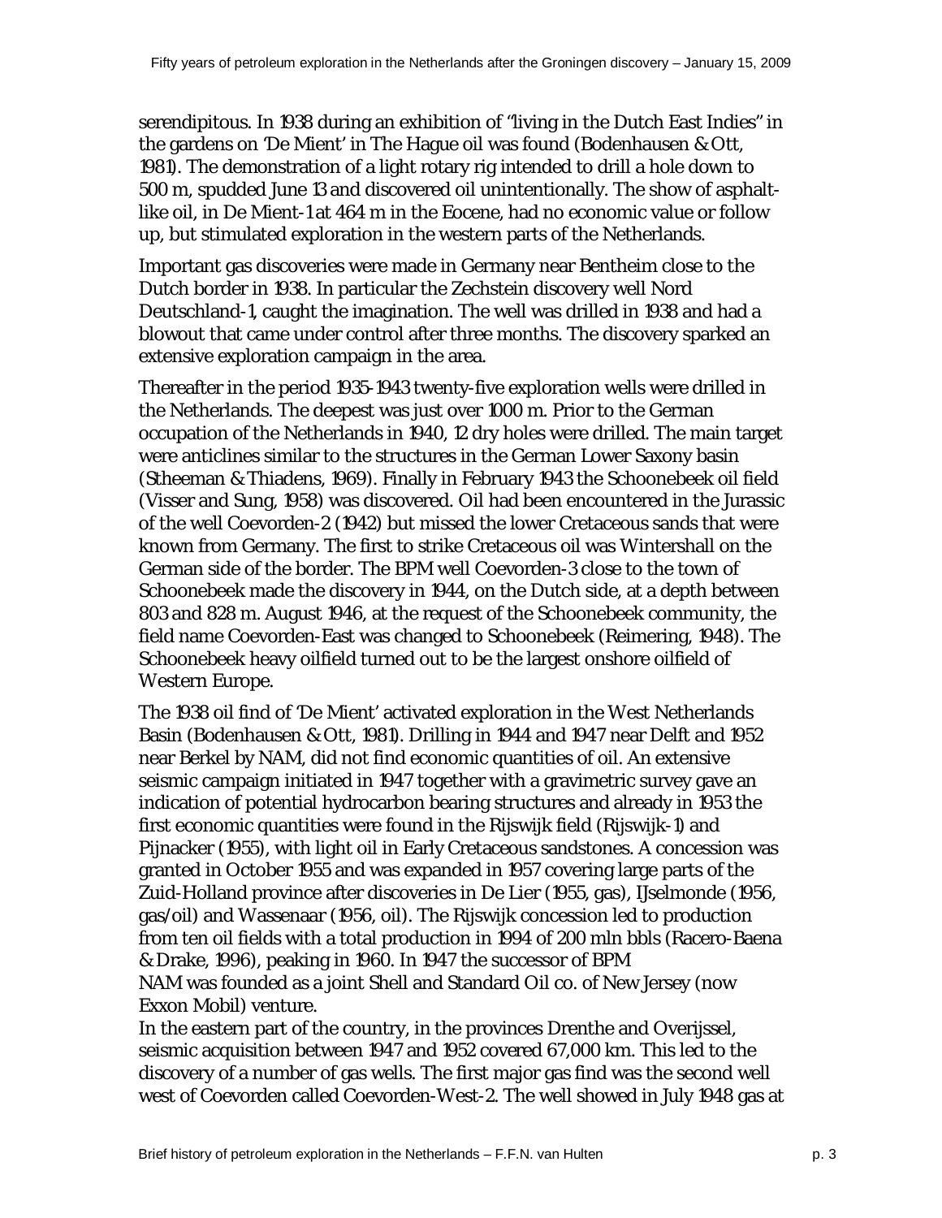serendipitous. In 1938 during an exhibition of "living in the Dutch East Indies" in the gardens on 'De Mient' in The Hague oil was found (Bodenhausen & Ott, 1981). The demonstration of a light rotary rig intended to drill a hole down to 500 m, spudded June 13 and discovered oil unintentionally. The show of asphalt-like oil, in De Mient-1 at 464 m in the Eocene, had no economic value or follow up, but stimulated exploration in the western parts of the Netherlands.

Important gas discoveries were made in Germany near Bentheim close to the Dutch border in 1938. In particular the Zechstein discovery well Nord Deutschland-1, caught the imagination. The well was drilled in 1938 and had a blowout that came under control after three months. The discovery sparked an extensive exploration campaign in the area.

Thereafter in the period 1935-1943 twenty-five exploration wells were drilled in the Netherlands. The deepest was just over 1000 m. Prior to the German occupation of the Netherlands in 1940, 12 dry holes were drilled. The main target were anticlines similar to the structures in the German Lower Saxony basin (Stheeman & Thiadens, 1969). Finally in February 1943 the Schoonebeek oil field (Visser and Sung, 1958) was discovered. Oil had been encountered in the Jurassic of the well Coevorden-2 (1942) but missed the lower Cretaceous sands that were known from Germany. The first to strike Cretaceous oil was Wintershall on the German side of the border. The BPM well Coevorden-3 close to the town of Schoonebeek made the discovery in 1944, on the Dutch side, at a depth between 803 and 828 m. August 1946, at the request of the Schoonebeek community, the field name Coevorden-East was changed to Schoonebeek (Reimering, 1948). The Schoonebeek heavy oilfield turned out to be the largest onshore oilfield of Western Europe.

The 1938 oil find of 'De Mient' activated exploration in the West Netherlands Basin (Bodenhausen & Ott, 1981). Drilling in 1944 and 1947 near Delft and 1952 near Berkel by NAM, did not find economic quantities of oil. An extensive seismic campaign initiated in 1947 together with a gravimetric survey gave an indication of potential hydrocarbon bearing structures and already in 1953 the first economic quantities were found in the Rijswijk field (Rijswijk-1) and Pijnacker (1955), with light oil in Early Cretaceous sandstones. A concession was granted in October 1955 and was expanded in 1957 covering large parts of the Zuid-Holland province after discoveries in De Lier (1955, gas), IJselmonde (1956, gas/oil) and Wassenaar (1956, oil). The Rijswijk concession led to production from ten oil fields with a total production in 1994 of 200 mln bbls (Racero-Baena & Drake, 1996), peaking in 1960. In 1947 the successor of BPM NAM was founded as a joint Shell and Standard Oil co. of New Jersey (now Exxon Mobil) venture.

In the eastern part of the country, in the provinces Drenthe and Overijssel, seismic acquisition between 1947 and 1952 covered 67,000 km. This led to the discovery of a number of gas wells. The first major gas find was the second well west of Coevorden called Coevorden-West-2. The well showed in July 1948 gas at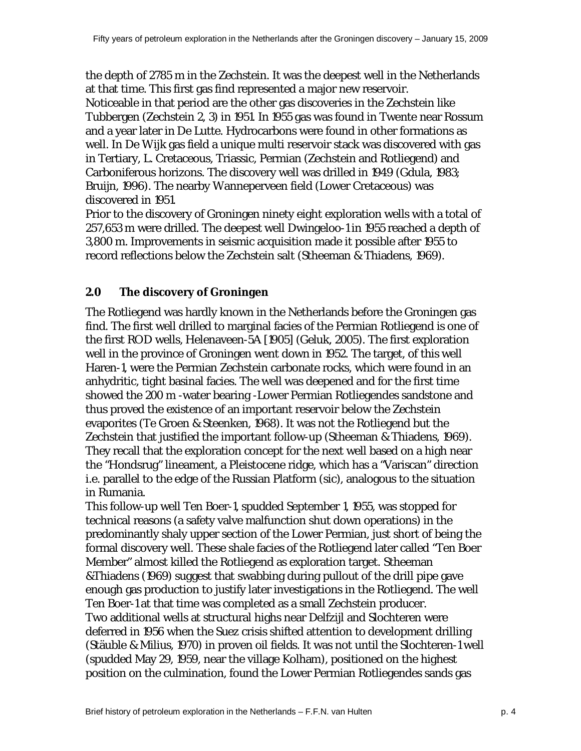the depth of 2785 m in the Zechstein. It was the deepest well in the Netherlands at that time. This first gas find represented a major new reservoir.
Noticeable in that period are the other gas discoveries in the Zechstein like Tubbergen (Zechstein 2, 3) in 1951. In 1955 gas was found in Twente near Rossum and a year later in De Lutte. Hydrocarbons were found in other formations as well. In De Wijk gas field a unique multi reservoir stack was discovered with gas in Tertiary, L. Cretaceous, Triassic, Permian (Zechstein and Rotliegend) and Carboniferous horizons. The discovery well was drilled in 1949 (Gdula, 1983; Bruijn, 1996). The nearby Wanneperveen field (Lower Cretaceous) was discovered in 1951.
Prior to the discovery of Groningen ninety eight exploration wells with a total of 257,653 m were drilled. The deepest well Dwingeloo-1 in 1955 reached a depth of 3,800 m. Improvements in seismic acquisition made it possible after 1955 to record reflections below the Zechstein salt (Stheeman & Thiadens, 1969).

## 2.0 The discovery of Groningen

The Rotliegend was hardly known in the Netherlands before the Groningen gas find. The first well drilled to marginal facies of the Permian Rotliegend is one of the first ROD wells, Helenaveen-5A [1905] (Geluk, 2005). The first exploration well in the province of Groningen went down in 1952. The target, of this well Haren-1, were the Permian Zechstein carbonate rocks, which were found in an anhydritic, tight basinal facies. The well was deepened and for the first time showed the 200 m -water bearing -Lower Permian Rotliegendes sandstone and thus proved the existence of an important reservoir below the Zechstein evaporites (Te Groen & Steenken, 1968). It was not the Rotliegend but the Zechstein that justified the important follow-up (Stheeman & Thiadens, 1969). They recall that the exploration concept for the next well based on a high near the "Hondsrug" lineament, a Pleistocene ridge, which has a "Variscan" direction i.e. parallel to the edge of the Russian Platform (sic), analogous to the situation in Rumania.
This follow-up well Ten Boer-1, spudded September 1, 1955, was stopped for technical reasons (a safety valve malfunction shut down operations) in the predominantly shaly upper section of the Lower Permian, just short of being the formal discovery well. These shale facies of the Rotliegend later called "Ten Boer Member" almost killed the Rotliegend as exploration target. Stheeman &Thiadens (1969) suggest that swabbing during pullout of the drill pipe gave enough gas production to justify later investigations in the Rotliegend. The well Ten Boer-1 at that time was completed as a small Zechstein producer.
Two additional wells at structural highs near Delfzijl and Slochteren were deferred in 1956 when the Suez crisis shifted attention to development drilling (Stäuble & Milius, 1970) in proven oil fields. It was not until the Slochteren-1 well (spudded May 29, 1959, near the village Kolham), positioned on the highest position on the culmination, found the Lower Permian Rotliegendes sands gas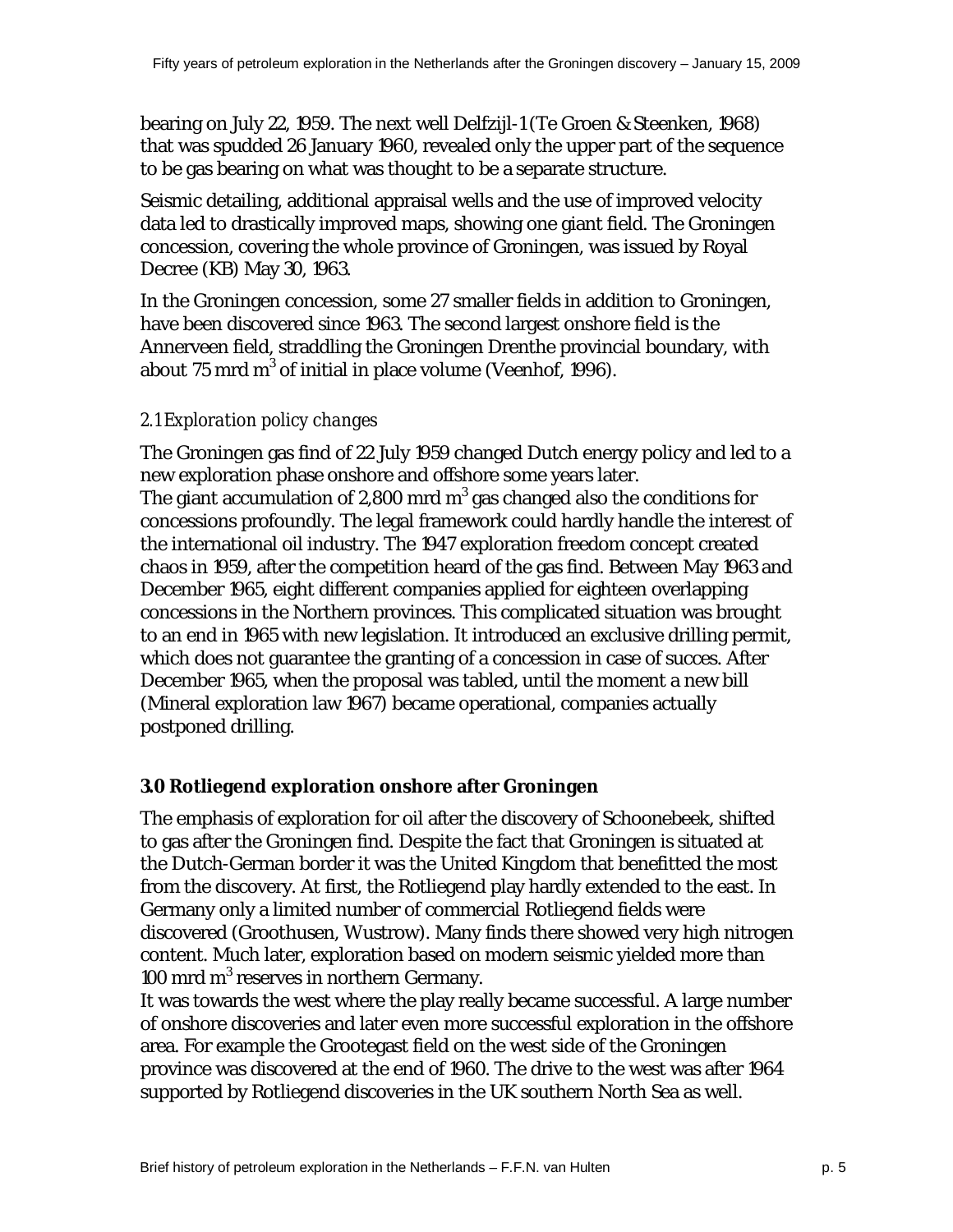bearing on July 22, 1959. The next well Delfzijl-1 (Te Groen & Steenken, 1968) that was spudded 26 January 1960, revealed only the upper part of the sequence to be gas bearing on what was thought to be a separate structure.

Seismic detailing, additional appraisal wells and the use of improved velocity data led to drastically improved maps, showing one giant field. The Groningen concession, covering the whole province of Groningen, was issued by Royal Decree (KB) May 30, 1963.

In the Groningen concession, some 27 smaller fields in addition to Groningen, have been discovered since 1963. The second largest onshore field is the Annerveen field, straddling the Groningen Drenthe provincial boundary, with about 75 mrd $m^3$ of initial in place volume (Veenhof, 1996).

### *2.1 Exploration policy changes*

The Groningen gas find of 22 July 1959 changed Dutch energy policy and led to a new exploration phase onshore and offshore some years later.
The giant accumulation of 2,800 mrd $m^3$ gas changed also the conditions for concessions profoundly. The legal framework could hardly handle the interest of the international oil industry. The 1947 exploration freedom concept created chaos in 1959, after the competition heard of the gas find. Between May 1963 and December 1965, eight different companies applied for eighteen overlapping concessions in the Northern provinces. This complicated situation was brought to an end in 1965 with new legislation. It introduced an exclusive drilling permit, which does not guarantee the granting of a concession in case of succes. After December 1965, when the proposal was tabled, until the moment a new bill (Mineral exploration law 1967) became operational, companies actually postponed drilling.

## 3.0 Rotliegend exploration onshore after Groningen

The emphasis of exploration for oil after the discovery of Schoonebeek, shifted to gas after the Groningen find. Despite the fact that Groningen is situated at the Dutch-German border it was the United Kingdom that benefitted the most from the discovery. At first, the Rotliegend play hardly extended to the east. In Germany only a limited number of commercial Rotliegend fields were discovered (Groothusen, Wustrow). Many finds there showed very high nitrogen content. Much later, exploration based on modern seismic yielded more than 100 mrd $m^3$ reserves in northern Germany.
It was towards the west where the play really became successful. A large number of onshore discoveries and later even more successful exploration in the offshore area. For example the Grootegast field on the west side of the Groningen province was discovered at the end of 1960. The drive to the west was after 1964 supported by Rotliegend discoveries in the UK southern North Sea as well.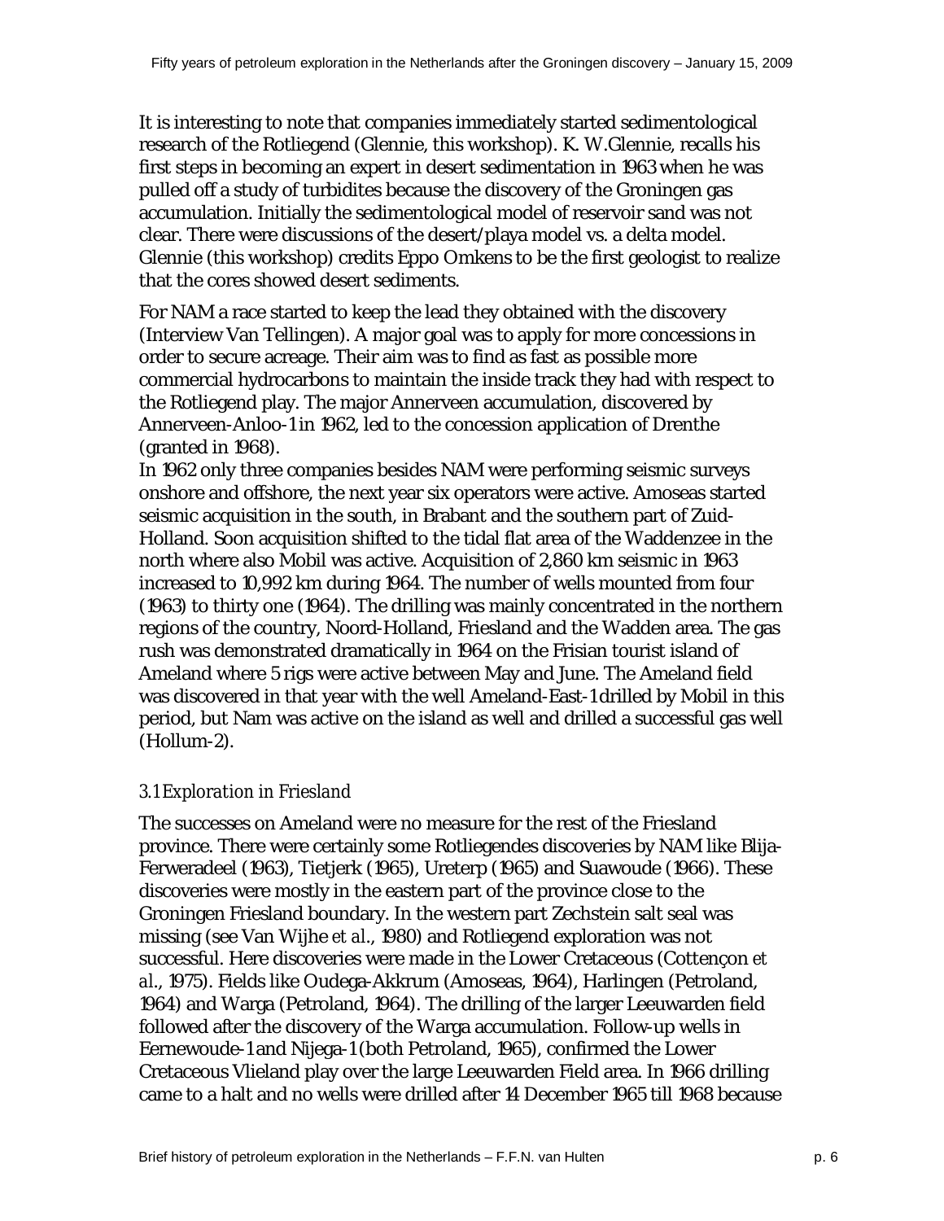It is interesting to note that companies immediately started sedimentological research of the Rotliegend (Glennie, this workshop). K. W.Glennie, recalls his first steps in becoming an expert in desert sedimentation in 1963 when he was pulled off a study of turbidites because the discovery of the Groningen gas accumulation. Initially the sedimentological model of reservoir sand was not clear. There were discussions of the desert/playa model vs. a delta model. Glennie (this workshop) credits Eppo Omkens to be the first geologist to realize that the cores showed desert sediments.

For NAM a race started to keep the lead they obtained with the discovery (Interview Van Tellingen). A major goal was to apply for more concessions in order to secure acreage. Their aim was to find as fast as possible more commercial hydrocarbons to maintain the inside track they had with respect to the Rotliegend play. The major Annerveen accumulation, discovered by Annerveen-Anloo-1 in 1962, led to the concession application of Drenthe (granted in 1968).

In 1962 only three companies besides NAM were performing seismic surveys onshore and offshore, the next year six operators were active. Amoseas started seismic acquisition in the south, in Brabant and the southern part of Zuid-Holland. Soon acquisition shifted to the tidal flat area of the Waddenzee in the north where also Mobil was active. Acquisition of 2,860 km seismic in 1963 increased to 10,992 km during 1964. The number of wells mounted from four (1963) to thirty one (1964). The drilling was mainly concentrated in the northern regions of the country, Noord-Holland, Friesland and the Wadden area. The gas rush was demonstrated dramatically in 1964 on the Frisian tourist island of Ameland where 5 rigs were active between May and June. The Ameland field was discovered in that year with the well Ameland-East-1 drilled by Mobil in this period, but Nam was active on the island as well and drilled a successful gas well (Hollum-2).

### *3.1 Exploration in Friesland*

The successes on Ameland were no measure for the rest of the Friesland province. There were certainly some Rotliegendes discoveries by NAM like Blija-Ferweradeel (1963), Tietjerk (1965), Ureterp (1965) and Suawoude (1966). These discoveries were mostly in the eastern part of the province close to the Groningen Friesland boundary. In the western part Zechstein salt seal was missing (see Van Wijhe *et al.*, 1980) and Rotliegend exploration was not successful. Here discoveries were made in the Lower Cretaceous (Cottençon *et al.*, 1975). Fields like Oudega-Akkrum (Amoseas, 1964), Harlingen (Petroland, 1964) and Warga (Petroland, 1964). The drilling of the larger Leeuwarden field followed after the discovery of the Warga accumulation. Follow-up wells in Eernewoude-1 and Nijega-1 (both Petroland, 1965), confirmed the Lower Cretaceous Vlieland play over the large Leeuwarden Field area. In 1966 drilling came to a halt and no wells were drilled after 14 December 1965 till 1968 because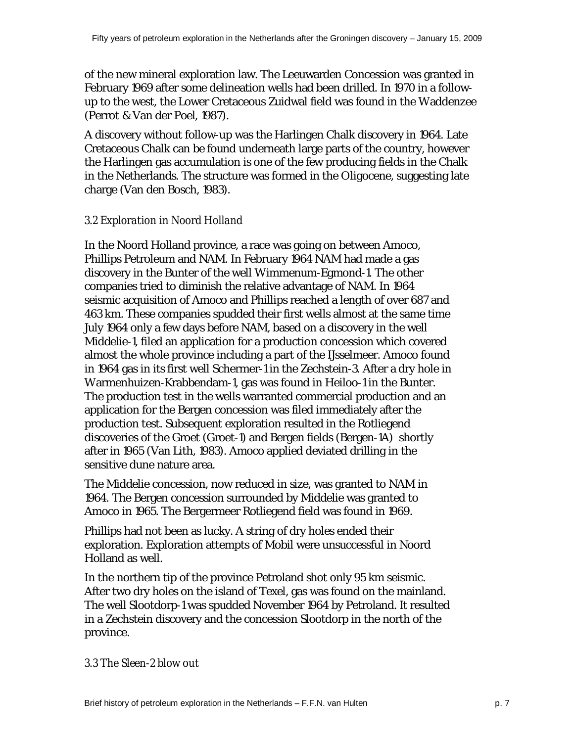of the new mineral exploration law. The Leeuwarden Concession was granted in February 1969 after some delineation wells had been drilled. In 1970 in a follow-up to the west, the Lower Cretaceous Zuidwal field was found in the Waddenzee (Perrot & Van der Poel, 1987).

A discovery without follow-up was the Harlingen Chalk discovery in 1964. Late Cretaceous Chalk can be found underneath large parts of the country, however the Harlingen gas accumulation is one of the few producing fields in the Chalk in the Netherlands. The structure was formed in the Oligocene, suggesting late charge (Van den Bosch, 1983).

### *3.2 Exploration in Noord Holland*

In the Noord Holland province, a race was going on between Amoco, Phillips Petroleum and NAM. In February 1964 NAM had made a gas discovery in the Bunter of the well Wimmenum-Egmond-1. The other companies tried to diminish the relative advantage of NAM. In 1964 seismic acquisition of Amoco and Phillips reached a length of over 687 and 463 km. These companies spudded their first wells almost at the same time July 1964 only a few days before NAM, based on a discovery in the well Middelie-1, filed an application for a production concession which covered almost the whole province including a part of the IJsselmeer. Amoco found in 1964 gas in its first well Schermer-1 in the Zechstein-3. After a dry hole in Warmenhuizen-Krabbendam-1, gas was found in Heiloo-1 in the Bunter. The production test in the wells warranted commercial production and an application for the Bergen concession was filed immediately after the production test. Subsequent exploration resulted in the Rotliegend discoveries of the Groet (Groet-1) and Bergen fields (Bergen-1A) shortly after in 1965 (Van Lith, 1983). Amoco applied deviated drilling in the sensitive dune nature area.

The Middelie concession, now reduced in size, was granted to NAM in 1964. The Bergen concession surrounded by Middelie was granted to Amoco in 1965. The Bergermeer Rotliegend field was found in 1969.

Phillips had not been as lucky. A string of dry holes ended their exploration. Exploration attempts of Mobil were unsuccessful in Noord Holland as well.

In the northern tip of the province Petroland shot only 95 km seismic. After two dry holes on the island of Texel, gas was found on the mainland. The well Slootdorp-1 was spudded November 1964 by Petroland. It resulted in a Zechstein discovery and the concession Slootdorp in the north of the province.

### *3.3 The Sleen-2 blow out*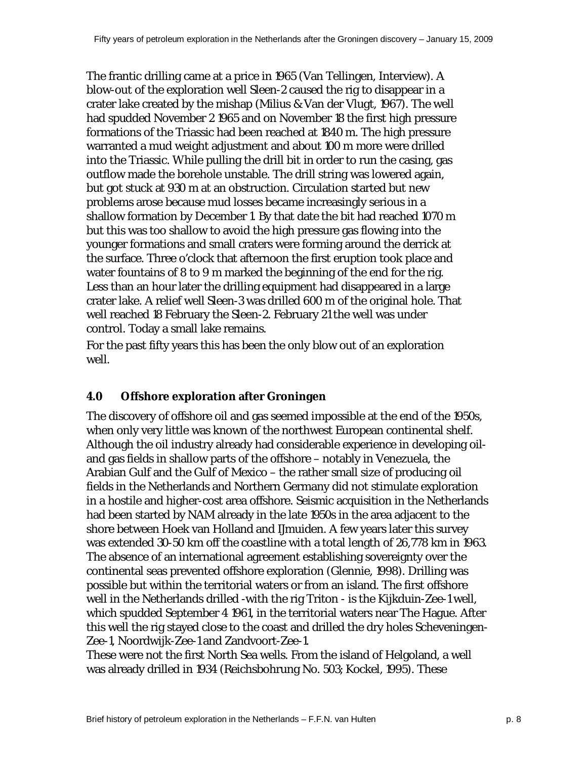The frantic drilling came at a price in 1965 (Van Tellingen, Interview). A blow-out of the exploration well Sleen-2 caused the rig to disappear in a crater lake created by the mishap (Milius & Van der Vlugt, 1967). The well had spudded November 2 1965 and on November 18 the first high pressure formations of the Triassic had been reached at 1840 m. The high pressure warranted a mud weight adjustment and about 100 m more were drilled into the Triassic. While pulling the drill bit in order to run the casing, gas outflow made the borehole unstable. The drill string was lowered again, but got stuck at 930 m at an obstruction. Circulation started but new problems arose because mud losses became increasingly serious in a shallow formation by December 1. By that date the bit had reached 1070 m but this was too shallow to avoid the high pressure gas flowing into the younger formations and small craters were forming around the derrick at the surface. Three o'clock that afternoon the first eruption took place and water fountains of 8 to 9 m marked the beginning of the end for the rig. Less than an hour later the drilling equipment had disappeared in a large crater lake. A relief well Sleen-3 was drilled 600 m of the original hole. That well reached 18 February the Sleen-2. February 21 the well was under control. Today a small lake remains.

For the past fifty years this has been the only blow out of an exploration well.

## 4.0 Offshore exploration after Groningen

The discovery of offshore oil and gas seemed impossible at the end of the 1950s, when only very little was known of the northwest European continental shelf. Although the oil industry already had considerable experience in developing oil- and gas fields in shallow parts of the offshore – notably in Venezuela, the Arabian Gulf and the Gulf of Mexico – the rather small size of producing oil fields in the Netherlands and Northern Germany did not stimulate exploration in a hostile and higher-cost area offshore. Seismic acquisition in the Netherlands had been started by NAM already in the late 1950s in the area adjacent to the shore between Hoek van Holland and IJmuiden. A few years later this survey was extended 30-50 km off the coastline with a total length of 26,778 km in 1963. The absence of an international agreement establishing sovereignty over the continental seas prevented offshore exploration (Glennie, 1998). Drilling was possible but within the territorial waters or from an island. The first offshore well in the Netherlands drilled -with the rig Triton - is the Kijkduin-Zee-1 well, which spudded September 4 1961, in the territorial waters near The Hague. After this well the rig stayed close to the coast and drilled the dry holes Scheveningen-Zee-1, Noordwijk-Zee-1 and Zandvoort-Zee-1.

These were not the first North Sea wells. From the island of Helgoland, a well was already drilled in 1934 (Reichsbohrung No. 503; Kockel, 1995). These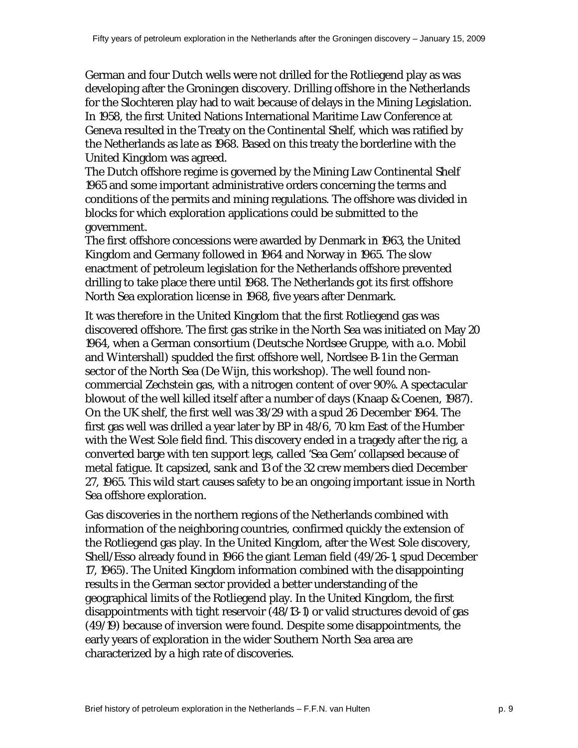German and four Dutch wells were not drilled for the Rotliegend play as was developing after the Groningen discovery. Drilling offshore in the Netherlands for the Slochteren play had to wait because of delays in the Mining Legislation. In 1958, the first United Nations International Maritime Law Conference at Geneva resulted in the Treaty on the Continental Shelf, which was ratified by the Netherlands as late as 1968. Based on this treaty the borderline with the United Kingdom was agreed.
The Dutch offshore regime is governed by the Mining Law Continental Shelf 1965 and some important administrative orders concerning the terms and conditions of the permits and mining regulations. The offshore was divided in blocks for which exploration applications could be submitted to the government.
The first offshore concessions were awarded by Denmark in 1963, the United Kingdom and Germany followed in 1964 and Norway in 1965. The slow enactment of petroleum legislation for the Netherlands offshore prevented drilling to take place there until 1968. The Netherlands got its first offshore North Sea exploration license in 1968, five years after Denmark.

It was therefore in the United Kingdom that the first Rotliegend gas was discovered offshore. The first gas strike in the North Sea was initiated on May 20 1964, when a German consortium (Deutsche Nordsee Gruppe, with a.o. Mobil and Wintershall) spudded the first offshore well, Nordsee B-1 in the German sector of the North Sea (De Wijn, this workshop). The well found non-commercial Zechstein gas, with a nitrogen content of over 90%. A spectacular blowout of the well killed itself after a number of days (Knaap & Coenen, 1987). On the UK shelf, the first well was 38/29 with a spud 26 December 1964. The first gas well was drilled a year later by BP in 48/6, 70 km East of the Humber with the West Sole field find. This discovery ended in a tragedy after the rig, a converted barge with ten support legs, called 'Sea Gem' collapsed because of metal fatigue. It capsized, sank and 13 of the 32 crew members died December 27, 1965. This wild start causes safety to be an ongoing important issue in North Sea offshore exploration.

Gas discoveries in the northern regions of the Netherlands combined with information of the neighboring countries, confirmed quickly the extension of the Rotliegend gas play. In the United Kingdom, after the West Sole discovery, Shell/Esso already found in 1966 the giant Leman field (49/26-1, spud December 17, 1965). The United Kingdom information combined with the disappointing results in the German sector provided a better understanding of the geographical limits of the Rotliegend play. In the United Kingdom, the first disappointments with tight reservoir (48/13-1) or valid structures devoid of gas (49/19) because of inversion were found. Despite some disappointments, the early years of exploration in the wider Southern North Sea area are characterized by a high rate of discoveries.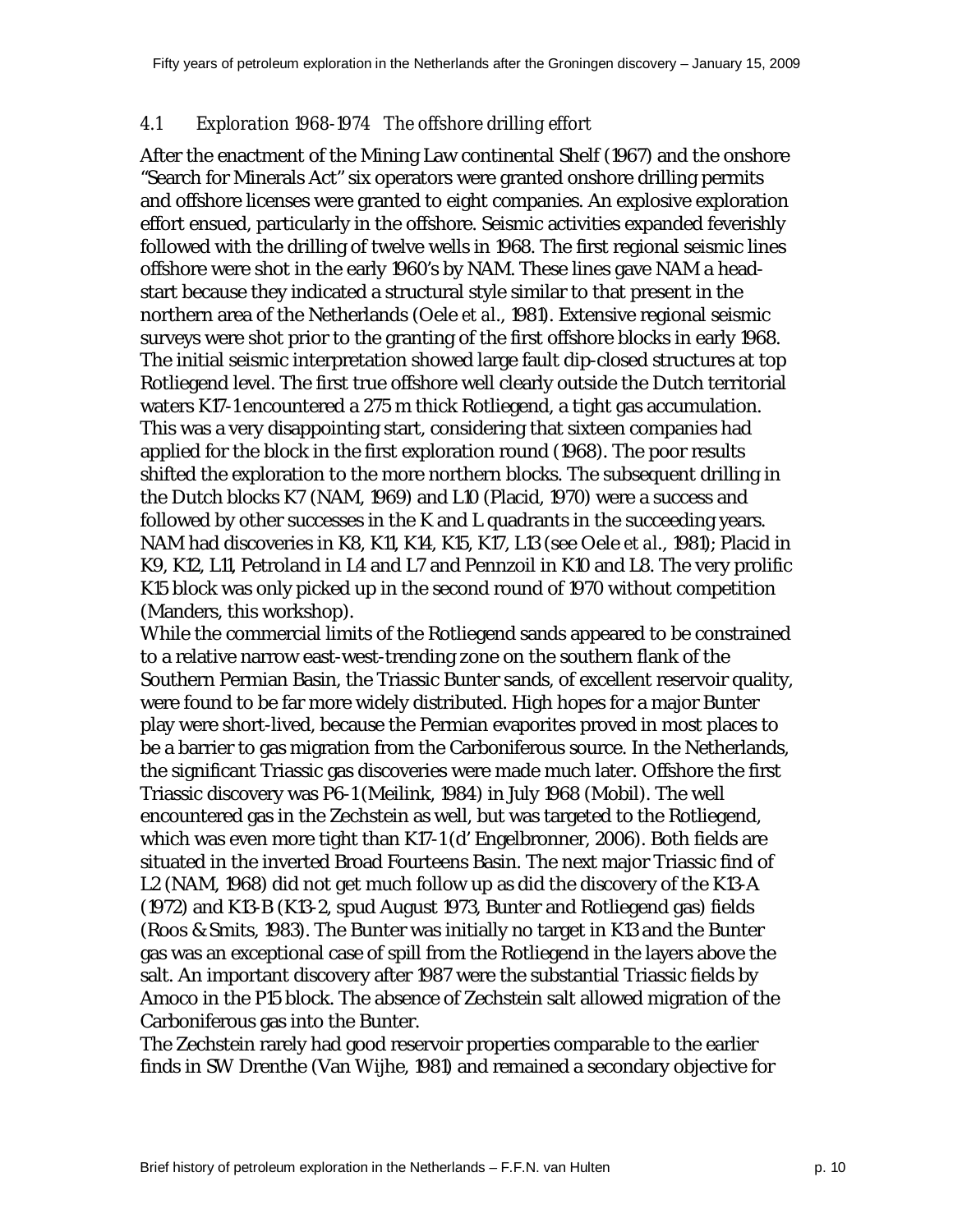### *4.1 Exploration 1968-1974 The offshore drilling effort*

After the enactment of the Mining Law continental Shelf (1967) and the onshore "Search for Minerals Act" six operators were granted onshore drilling permits and offshore licenses were granted to eight companies. An explosive exploration effort ensued, particularly in the offshore. Seismic activities expanded feverishly followed with the drilling of twelve wells in 1968. The first regional seismic lines offshore were shot in the early 1960's by NAM. These lines gave NAM a head-start because they indicated a structural style similar to that present in the northern area of the Netherlands (Oele *et al.*, 1981). Extensive regional seismic surveys were shot prior to the granting of the first offshore blocks in early 1968. The initial seismic interpretation showed large fault dip-closed structures at top Rotliegend level. The first true offshore well clearly outside the Dutch territorial waters K17-1 encountered a 275 m thick Rotliegend, a tight gas accumulation. This was a very disappointing start, considering that sixteen companies had applied for the block in the first exploration round (1968). The poor results shifted the exploration to the more northern blocks. The subsequent drilling in the Dutch blocks K7 (NAM, 1969) and L10 (Placid, 1970) were a success and followed by other successes in the K and L quadrants in the succeeding years. NAM had discoveries in K8, K11, K14, K15, K17, L13 (see Oele *et al.*, 1981); Placid in K9, K12, L11, Petroland in L4 and L7 and Pennzoil in K10 and L8. The very prolific K15 block was only picked up in the second round of 1970 without competition (Manders, this workshop).

While the commercial limits of the Rotliegend sands appeared to be constrained to a relative narrow east-west-trending zone on the southern flank of the Southern Permian Basin, the Triassic Bunter sands, of excellent reservoir quality, were found to be far more widely distributed. High hopes for a major Bunter play were short-lived, because the Permian evaporites proved in most places to be a barrier to gas migration from the Carboniferous source. In the Netherlands, the significant Triassic gas discoveries were made much later. Offshore the first Triassic discovery was P6-1 (Meilink, 1984) in July 1968 (Mobil). The well encountered gas in the Zechstein as well, but was targeted to the Rotliegend, which was even more tight than K17-1 (d' Engelbronner, 2006). Both fields are situated in the inverted Broad Fourteens Basin. The next major Triassic find of L2 (NAM, 1968) did not get much follow up as did the discovery of the K13-A (1972) and K13-B (K13-2, spud August 1973, Bunter and Rotliegend gas) fields (Roos & Smits, 1983). The Bunter was initially no target in K13 and the Bunter gas was an exceptional case of spill from the Rotliegend in the layers above the salt. An important discovery after 1987 were the substantial Triassic fields by Amoco in the P15 block. The absence of Zechstein salt allowed migration of the Carboniferous gas into the Bunter.

The Zechstein rarely had good reservoir properties comparable to the earlier finds in SW Drenthe (Van Wijhe, 1981) and remained a secondary objective for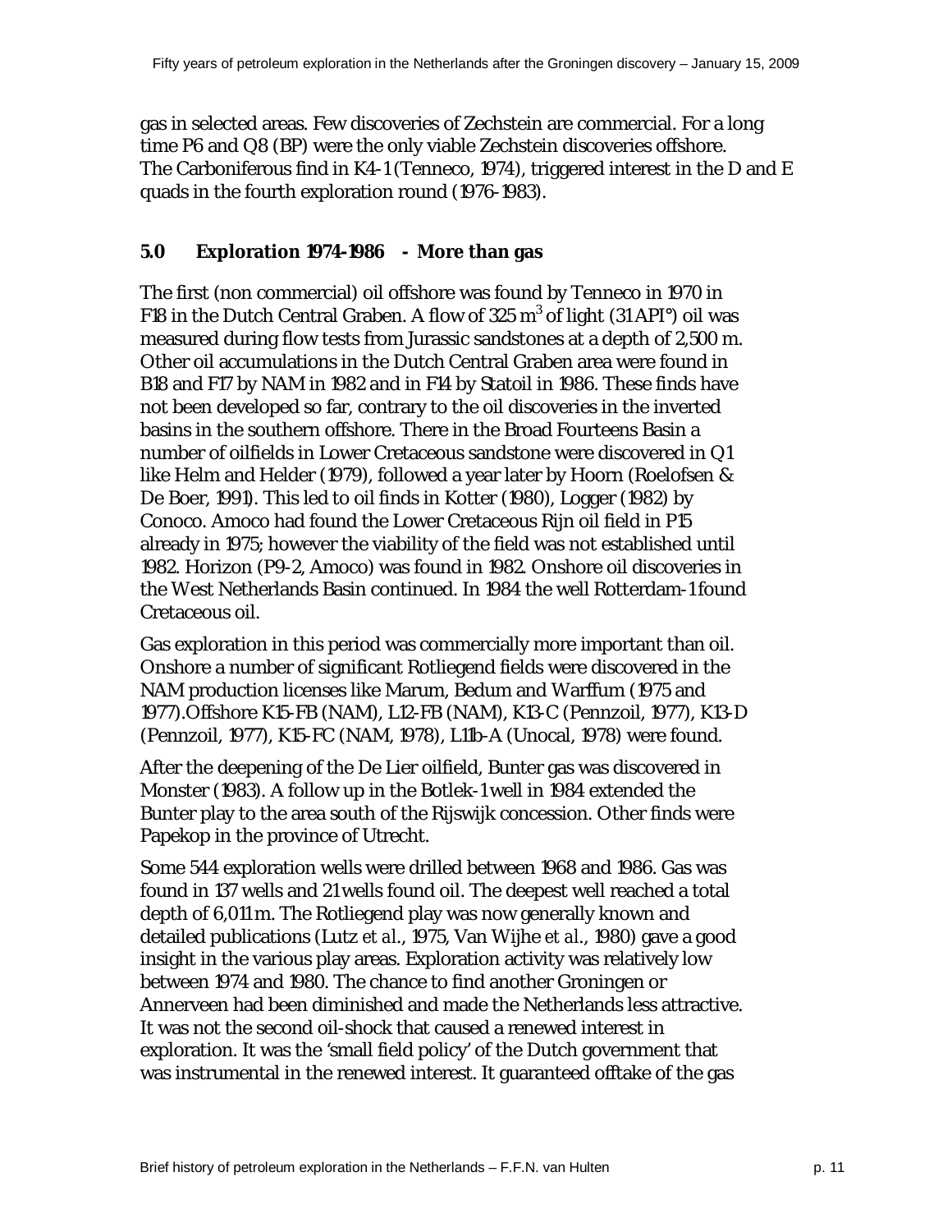gas in selected areas. Few discoveries of Zechstein are commercial. For a long time P6 and Q8 (BP) were the only viable Zechstein discoveries offshore. The Carboniferous find in K4-1 (Tenneco, 1974), triggered interest in the D and E quads in the fourth exploration round (1976-1983).

## 5.0 Exploration 1974-1986 - More than gas

The first (non commercial) oil offshore was found by Tenneco in 1970 in F18 in the Dutch Central Graben. A flow of 325 $m^3$ of light (31 API°) oil was measured during flow tests from Jurassic sandstones at a depth of 2,500 m. Other oil accumulations in the Dutch Central Graben area were found in B18 and F17 by NAM in 1982 and in F14 by Statoil in 1986. These finds have not been developed so far, contrary to the oil discoveries in the inverted basins in the southern offshore. There in the Broad Fourteens Basin a number of oilfields in Lower Cretaceous sandstone were discovered in Q1 like Helm and Helder (1979), followed a year later by Hoorn (Roelofsen & De Boer, 1991). This led to oil finds in Kotter (1980), Logger (1982) by Conoco. Amoco had found the Lower Cretaceous Rijn oil field in P15 already in 1975; however the viability of the field was not established until 1982. Horizon (P9-2, Amoco) was found in 1982. Onshore oil discoveries in the West Netherlands Basin continued. In 1984 the well Rotterdam-1 found Cretaceous oil.

Gas exploration in this period was commercially more important than oil. Onshore a number of significant Rotliegend fields were discovered in the NAM production licenses like Marum, Bedum and Warffum (1975 and 1977).Offshore K15-FB (NAM), L12-FB (NAM), K13-C (Pennzoil, 1977), K13-D (Pennzoil, 1977), K15-FC (NAM, 1978), L11b-A (Unocal, 1978) were found.

After the deepening of the De Lier oilfield, Bunter gas was discovered in Monster (1983). A follow up in the Botlek-1 well in 1984 extended the Bunter play to the area south of the Rijswijk concession. Other finds were Papekop in the province of Utrecht.

Some 544 exploration wells were drilled between 1968 and 1986. Gas was found in 137 wells and 21 wells found oil. The deepest well reached a total depth of 6,011 m. The Rotliegend play was now generally known and detailed publications (Lutz *et al.*, 1975, Van Wijhe *et al.*, 1980) gave a good insight in the various play areas. Exploration activity was relatively low between 1974 and 1980. The chance to find another Groningen or Annerveen had been diminished and made the Netherlands less attractive. It was not the second oil-shock that caused a renewed interest in exploration. It was the 'small field policy' of the Dutch government that was instrumental in the renewed interest. It guaranteed offtake of the gas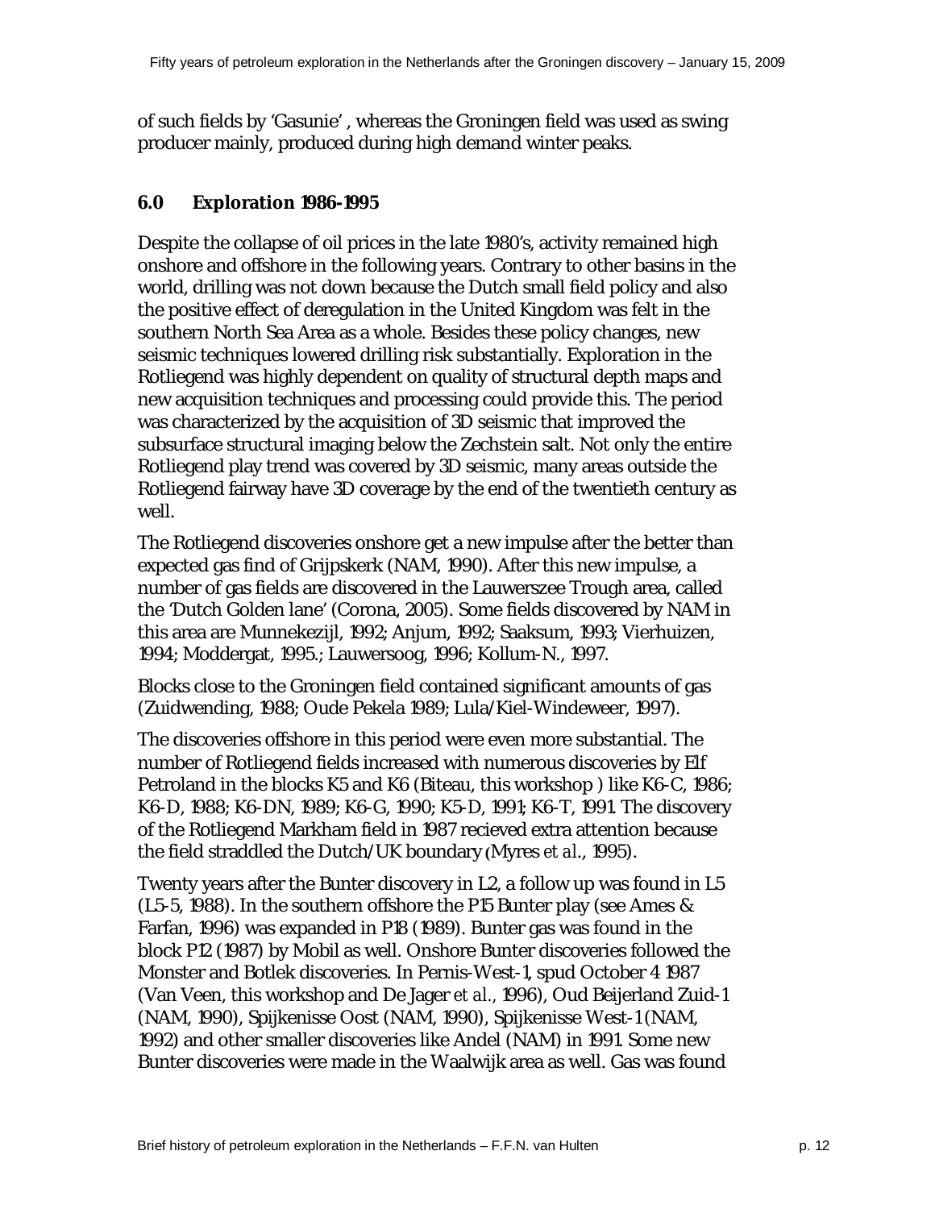of such fields by 'Gasunie' , whereas the Groningen field was used as swing producer mainly, produced during high demand winter peaks.

## 6.0 Exploration 1986-1995

Despite the collapse of oil prices in the late 1980's, activity remained high onshore and offshore in the following years. Contrary to other basins in the world, drilling was not down because the Dutch small field policy and also the positive effect of deregulation in the United Kingdom was felt in the southern North Sea Area as a whole. Besides these policy changes, new seismic techniques lowered drilling risk substantially. Exploration in the Rotliegend was highly dependent on quality of structural depth maps and new acquisition techniques and processing could provide this. The period was characterized by the acquisition of 3D seismic that improved the subsurface structural imaging below the Zechstein salt. Not only the entire Rotliegend play trend was covered by 3D seismic, many areas outside the Rotliegend fairway have 3D coverage by the end of the twentieth century as well.

The Rotliegend discoveries onshore get a new impulse after the better than expected gas find of Grijpskerk (NAM, 1990). After this new impulse, a number of gas fields are discovered in the Lauwerszee Trough area, called the 'Dutch Golden lane' (Corona, 2005). Some fields discovered by NAM in this area are Munnekezijl, 1992; Anjum, 1992; Saaksum, 1993; Vierhuizen, 1994; Moddergat, 1995.; Lauwersoog, 1996; Kollum-N., 1997.

Blocks close to the Groningen field contained significant amounts of gas (Zuidwending, 1988; Oude Pekela 1989; Lula/Kiel-Windeweer, 1997).

The discoveries offshore in this period were even more substantial. The number of Rotliegend fields increased with numerous discoveries by Elf Petroland in the blocks K5 and K6 (Biteau, this workshop ) like K6-C, 1986; K6-D, 1988; K6-DN, 1989; K6-G, 1990; K5-D, 1991; K6-T, 1991. The discovery of the Rotliegend Markham field in 1987 recieved extra attention because the field straddled the Dutch/UK boundary (Myres *et al.*, 1995).

Twenty years after the Bunter discovery in L2, a follow up was found in L5 (L5-5, 1988). In the southern offshore the P15 Bunter play (see Ames & Farfan, 1996) was expanded in P18 (1989). Bunter gas was found in the block P12 (1987) by Mobil as well. Onshore Bunter discoveries followed the Monster and Botlek discoveries. In Pernis-West-1, spud October 4 1987 (Van Veen, this workshop and De Jager *et al.*, 1996), Oud Beijerland Zuid-1 (NAM, 1990), Spijkenisse Oost (NAM, 1990), Spijkenisse West-1 (NAM, 1992) and other smaller discoveries like Andel (NAM) in 1991. Some new Bunter discoveries were made in the Waalwijk area as well. Gas was found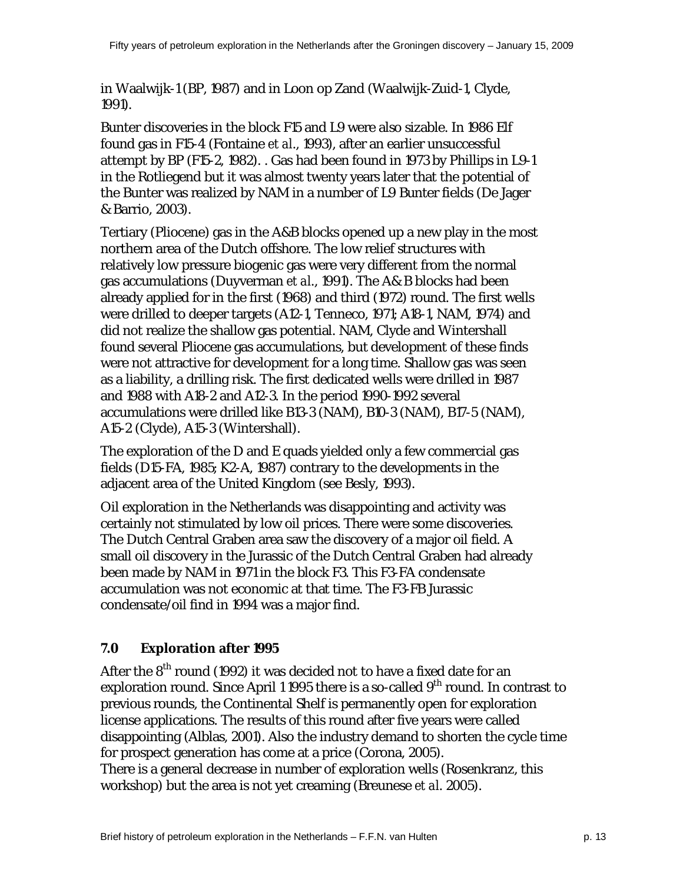in Waalwijk-1 (BP, 1987) and in Loon op Zand (Waalwijk-Zuid-1, Clyde, 1991).

Bunter discoveries in the block F15 and L9 were also sizable. In 1986 Elf found gas in F15-4 (Fontaine *et al.*, 1993), after an earlier unsuccessful attempt by BP (F15-2, 1982). . Gas had been found in 1973 by Phillips in L9-1 in the Rotliegend but it was almost twenty years later that the potential of the Bunter was realized by NAM in a number of L9 Bunter fields (De Jager & Barrio, 2003).

Tertiary (Pliocene) gas in the A&B blocks opened up a new play in the most northern area of the Dutch offshore. The low relief structures with relatively low pressure biogenic gas were very different from the normal gas accumulations (Duyverman *et al.*, 1991). The A& B blocks had been already applied for in the first (1968) and third (1972) round. The first wells were drilled to deeper targets (A12-1, Tenneco, 1971; A18-1, NAM, 1974) and did not realize the shallow gas potential. NAM, Clyde and Wintershall found several Pliocene gas accumulations, but development of these finds were not attractive for development for a long time. Shallow gas was seen as a liability, a drilling risk. The first dedicated wells were drilled in 1987 and 1988 with A18-2 and A12-3. In the period 1990-1992 several accumulations were drilled like B13-3 (NAM), B10-3 (NAM), B17-5 (NAM), A15-2 (Clyde), A15-3 (Wintershall).

The exploration of the D and E quads yielded only a few commercial gas fields (D15-FA, 1985; K2-A, 1987) contrary to the developments in the adjacent area of the United Kingdom (see Besly, 1993).

Oil exploration in the Netherlands was disappointing and activity was certainly not stimulated by low oil prices. There were some discoveries. The Dutch Central Graben area saw the discovery of a major oil field. A small oil discovery in the Jurassic of the Dutch Central Graben had already been made by NAM in 1971 in the block F3. This F3-FA condensate accumulation was not economic at that time. The F3-FB Jurassic condensate/oil find in 1994 was a major find.

## 7.0 Exploration after 1995

After the 8th round (1992) it was decided not to have a fixed date for an exploration round. Since April 1 1995 there is a so-called 9th round. In contrast to previous rounds, the Continental Shelf is permanently open for exploration license applications. The results of this round after five years were called disappointing (Alblas, 2001). Also the industry demand to shorten the cycle time for prospect generation has come at a price (Corona, 2005).
There is a general decrease in number of exploration wells (Rosenkranz, this workshop) but the area is not yet creaming (Breunese *et al*. 2005).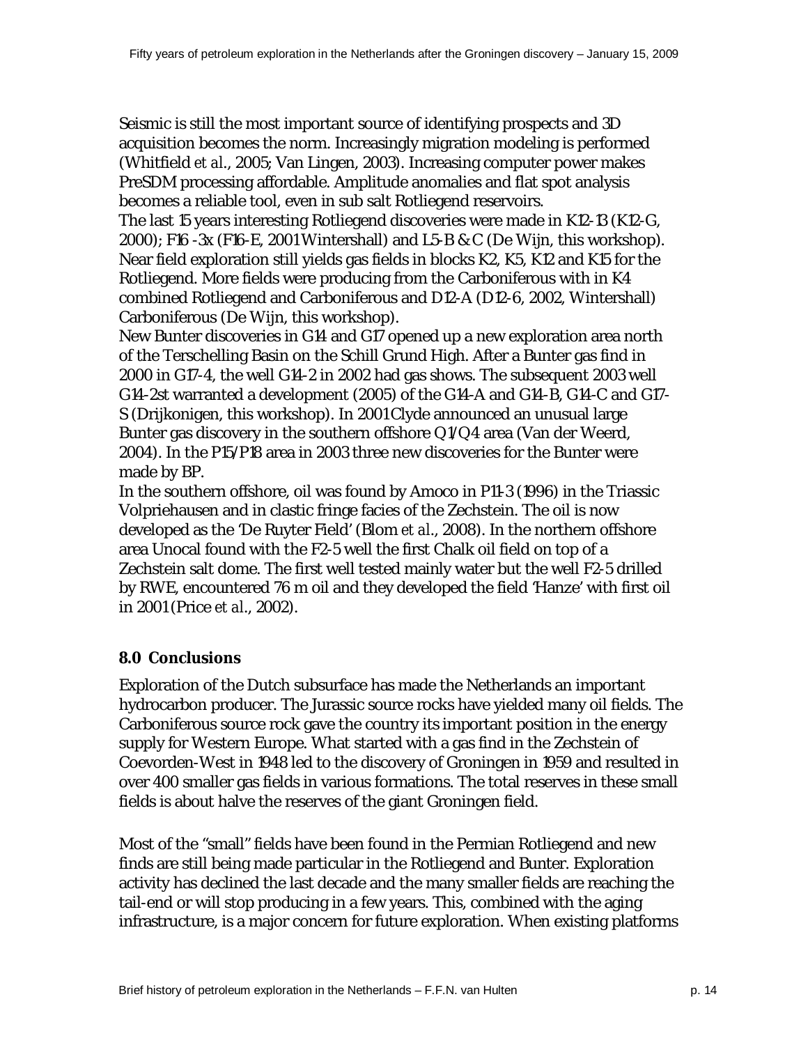Seismic is still the most important source of identifying prospects and 3D acquisition becomes the norm. Increasingly migration modeling is performed (Whitfield *et al.*, 2005; Van Lingen, 2003). Increasing computer power makes PreSDM processing affordable. Amplitude anomalies and flat spot analysis becomes a reliable tool, even in sub salt Rotliegend reservoirs.

The last 15 years interesting Rotliegend discoveries were made in K12-13 (K12-G, 2000); F16 -3x (F16-E, 2001 Wintershall) and L5-B & C (De Wijn, this workshop). Near field exploration still yields gas fields in blocks K2, K5, K12 and K15 for the Rotliegend. More fields were producing from the Carboniferous with in K4 combined Rotliegend and Carboniferous and D12-A (D12-6, 2002, Wintershall) Carboniferous (De Wijn, this workshop).

New Bunter discoveries in G14 and G17 opened up a new exploration area north of the Terschelling Basin on the Schill Grund High. After a Bunter gas find in 2000 in G17-4, the well G14-2 in 2002 had gas shows. The subsequent 2003 well G14-2st warranted a development (2005) of the G14-A and G14-B, G14-C and G17-S (Drijkonigen, this workshop). In 2001 Clyde announced an unusual large Bunter gas discovery in the southern offshore Q1/Q4 area (Van der Weerd, 2004). In the P15/P18 area in 2003 three new discoveries for the Bunter were made by BP.

In the southern offshore, oil was found by Amoco in P11-3 (1996) in the Triassic Volpriehausen and in clastic fringe facies of the Zechstein. The oil is now developed as the 'De Ruyter Field' (Blom *et al.*, 2008). In the northern offshore area Unocal found with the F2-5 well the first Chalk oil field on top of a Zechstein salt dome. The first well tested mainly water but the well F2-5 drilled by RWE, encountered 76 m oil and they developed the field 'Hanze' with first oil in 2001 (Price *et al.*, 2002).

## 8.0 Conclusions

Exploration of the Dutch subsurface has made the Netherlands an important hydrocarbon producer. The Jurassic source rocks have yielded many oil fields. The Carboniferous source rock gave the country its important position in the energy supply for Western Europe. What started with a gas find in the Zechstein of Coevorden-West in 1948 led to the discovery of Groningen in 1959 and resulted in over 400 smaller gas fields in various formations. The total reserves in these small fields is about halve the reserves of the giant Groningen field.

Most of the "small" fields have been found in the Permian Rotliegend and new finds are still being made particular in the Rotliegend and Bunter. Exploration activity has declined the last decade and the many smaller fields are reaching the tail-end or will stop producing in a few years. This, combined with the aging infrastructure, is a major concern for future exploration. When existing platforms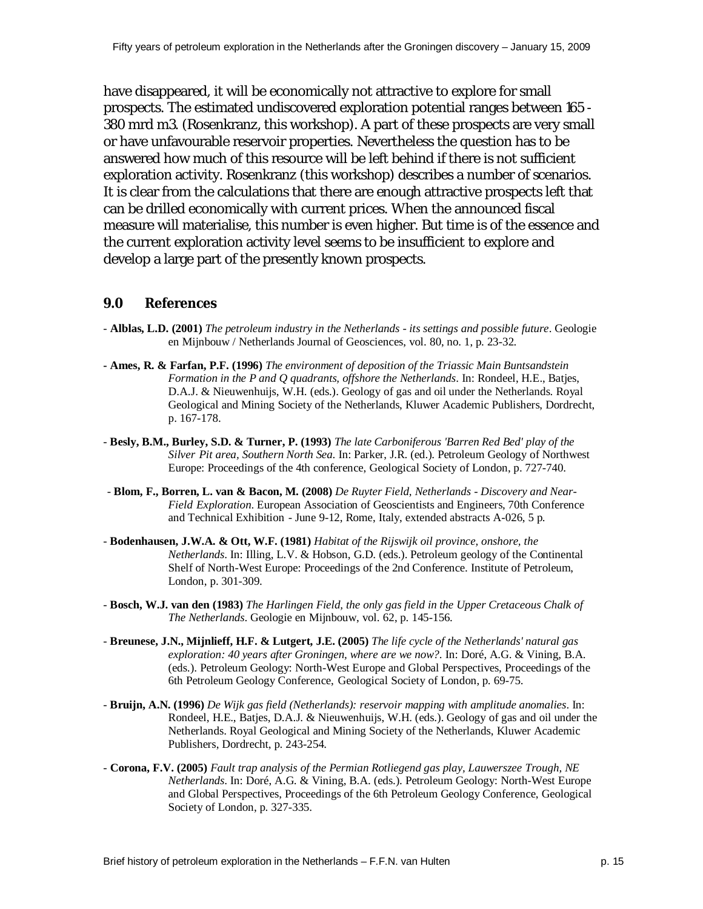have disappeared, it will be economically not attractive to explore for small prospects. The estimated undiscovered exploration potential ranges between 165 - 380 mrd m3. (Rosenkranz, this workshop). A part of these prospects are very small or have unfavourable reservoir properties. Nevertheless the question has to be answered how much of this resource will be left behind if there is not sufficient exploration activity. Rosenkranz (this workshop) describes a number of scenarios. It is clear from the calculations that there are enough attractive prospects left that can be drilled economically with current prices. When the announced fiscal measure will materialise, this number is even higher. But time is of the essence and the current exploration activity level seems to be insufficient to explore and develop a large part of the presently known prospects.

## 9.0 References

- **Alblas, L.D. (2001)** *The petroleum industry in the Netherlands - its settings and possible future*. Geologie en Mijnbouw / Netherlands Journal of Geosciences, vol. 80, no. 1, p. 23-32.

- **Ames, R. & Farfan, P.F. (1996)** *The environment of deposition of the Triassic Main Buntsandstein Formation in the P and Q quadrants, offshore the Netherlands*. In: Rondeel, H.E., Batjes, D.A.J. & Nieuwenhuijs, W.H. (eds.). Geology of gas and oil under the Netherlands. Royal Geological and Mining Society of the Netherlands, Kluwer Academic Publishers, Dordrecht, p. 167-178.

- **Besly, B.M., Burley, S.D. & Turner, P. (1993)** *The late Carboniferous 'Barren Red Bed' play of the Silver Pit area, Southern North Sea*. In: Parker, J.R. (ed.). Petroleum Geology of Northwest Europe: Proceedings of the 4th conference, Geological Society of London, p. 727-740.

- **Blom, F., Borren, L. van & Bacon, M. (2008)** *De Ruyter Field, Netherlands - Discovery and Near-Field Exploration*. European Association of Geoscientists and Engineers, 70th Conference and Technical Exhibition - June 9-12, Rome, Italy, extended abstracts A-026, 5 p.

- **Bodenhausen, J.W.A. & Ott, W.F. (1981)** *Habitat of the Rijswijk oil province, onshore, the Netherlands*. In: Illing, L.V. & Hobson, G.D. (eds.). Petroleum geology of the Continental Shelf of North-West Europe: Proceedings of the 2nd Conference. Institute of Petroleum, London, p. 301-309.

- **Bosch, W.J. van den (1983)** *The Harlingen Field, the only gas field in the Upper Cretaceous Chalk of The Netherlands*. Geologie en Mijnbouw, vol. 62, p. 145-156.

- **Breunese, J.N., Mijnlieff, H.F. & Lutgert, J.E. (2005)** *The life cycle of the Netherlands' natural gas exploration: 40 years after Groningen, where are we now?*. In: Doré, A.G. & Vining, B.A. (eds.). Petroleum Geology: North-West Europe and Global Perspectives, Proceedings of the 6th Petroleum Geology Conference, Geological Society of London, p. 69-75.

- **Bruijn, A.N. (1996)** *De Wijk gas field (Netherlands): reservoir mapping with amplitude anomalies*. In: Rondeel, H.E., Batjes, D.A.J. & Nieuwenhuijs, W.H. (eds.). Geology of gas and oil under the Netherlands. Royal Geological and Mining Society of the Netherlands, Kluwer Academic Publishers, Dordrecht, p. 243-254.

- **Corona, F.V. (2005)** *Fault trap analysis of the Permian Rotliegend gas play, Lauwerszee Trough, NE Netherlands*. In: Doré, A.G. & Vining, B.A. (eds.). Petroleum Geology: North-West Europe and Global Perspectives, Proceedings of the 6th Petroleum Geology Conference, Geological Society of London, p. 327-335.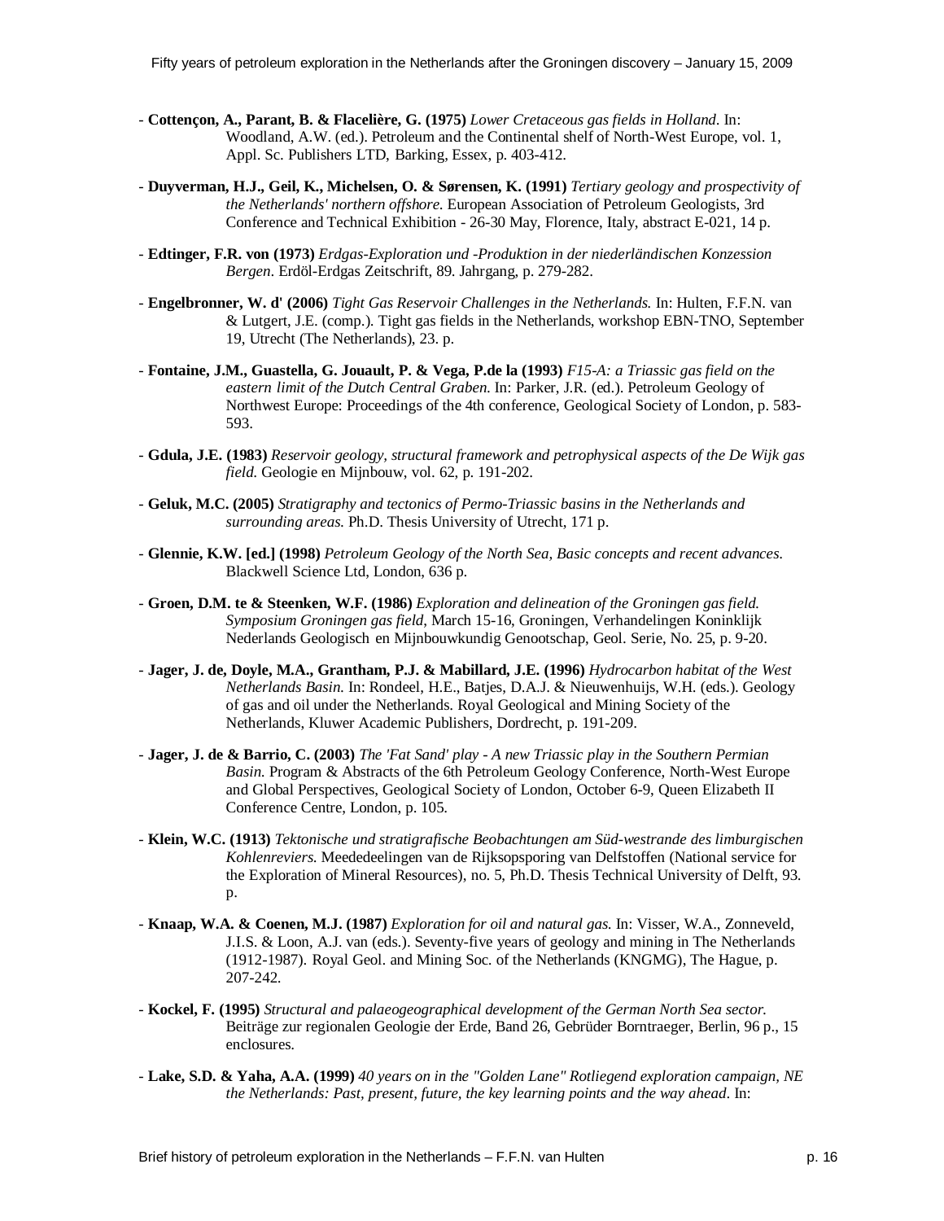- **Cottençon, A., Parant, B. & Flacelière, G. (1975)** *Lower Cretaceous gas fields in Holland*. In: Woodland, A.W. (ed.). Petroleum and the Continental shelf of North-West Europe, vol. 1, Appl. Sc. Publishers LTD, Barking, Essex, p. 403-412.

- **Duyverman, H.J., Geil, K., Michelsen, O. & Sørensen, K. (1991)** *Tertiary geology and prospectivity of the Netherlands' northern offshore*. European Association of Petroleum Geologists, 3rd Conference and Technical Exhibition - 26-30 May, Florence, Italy, abstract E-021, 14 p.

- **Edtinger, F.R. von (1973)** *Erdgas-Exploration und -Produktion in der niederländischen Konzession Bergen*. Erdöl-Erdgas Zeitschrift, 89. Jahrgang, p. 279-282.

- **Engelbronner, W. d' (2006)** *Tight Gas Reservoir Challenges in the Netherlands.* In: Hulten, F.F.N. van & Lutgert, J.E. (comp.). Tight gas fields in the Netherlands, workshop EBN-TNO, September 19, Utrecht (The Netherlands), 23. p.

- **Fontaine, J.M., Guastella, G. Jouault, P. & Vega, P.de la (1993)** *F15-A: a Triassic gas field on the eastern limit of the Dutch Central Graben.* In: Parker, J.R. (ed.). Petroleum Geology of Northwest Europe: Proceedings of the 4th conference, Geological Society of London, p. 583-593.

- **Gdula, J.E. (1983)** *Reservoir geology, structural framework and petrophysical aspects of the De Wijk gas field.* Geologie en Mijnbouw, vol. 62, p. 191-202.

- **Geluk, M.C. (2005)** *Stratigraphy and tectonics of Permo-Triassic basins in the Netherlands and surrounding areas.* Ph.D. Thesis University of Utrecht, 171 p.

- **Glennie, K.W. [ed.] (1998)** *Petroleum Geology of the North Sea, Basic concepts and recent advances.* Blackwell Science Ltd, London, 636 p.

- **Groen, D.M. te & Steenken, W.F. (1986)** *Exploration and delineation of the Groningen gas field. Symposium Groningen gas field*, March 15-16, Groningen, Verhandelingen Koninklijk Nederlands Geologisch en Mijnbouwkundig Genootschap, Geol. Serie, No. 25, p. 9-20.

- **Jager, J. de, Doyle, M.A., Grantham, P.J. & Mabillard, J.E. (1996)** *Hydrocarbon habitat of the West Netherlands Basin.* In: Rondeel, H.E., Batjes, D.A.J. & Nieuwenhuijs, W.H. (eds.). Geology of gas and oil under the Netherlands. Royal Geological and Mining Society of the Netherlands, Kluwer Academic Publishers, Dordrecht, p. 191-209.

- **Jager, J. de & Barrio, C. (2003)** *The 'Fat Sand' play - A new Triassic play in the Southern Permian Basin.* Program & Abstracts of the 6th Petroleum Geology Conference, North-West Europe and Global Perspectives, Geological Society of London, October 6-9, Queen Elizabeth II Conference Centre, London, p. 105.

- **Klein, W.C. (1913)** *Tektonische und stratigrafische Beobachtungen am Süd-westrande des limburgischen Kohlenreviers.* Meededeelingen van de Rijksopsporing van Delfstoffen (National service for the Exploration of Mineral Resources), no. 5, Ph.D. Thesis Technical University of Delft, 93. p.

- **Knaap, W.A. & Coenen, M.J. (1987)** *Exploration for oil and natural gas.* In: Visser, W.A., Zonneveld, J.I.S. & Loon, A.J. van (eds.). Seventy-five years of geology and mining in The Netherlands (1912-1987). Royal Geol. and Mining Soc. of the Netherlands (KNGMG), The Hague, p. 207-242.

- **Kockel, F. (1995)** *Structural and palaeogeographical development of the German North Sea sector.* Beiträge zur regionalen Geologie der Erde, Band 26, Gebrüder Borntraeger, Berlin, 96 p., 15 enclosures.

- **Lake, S.D. & Yaha, A.A. (1999)** *40 years on in the "Golden Lane" Rotliegend exploration campaign, NE the Netherlands: Past, present, future, the key learning points and the way ahead*. In: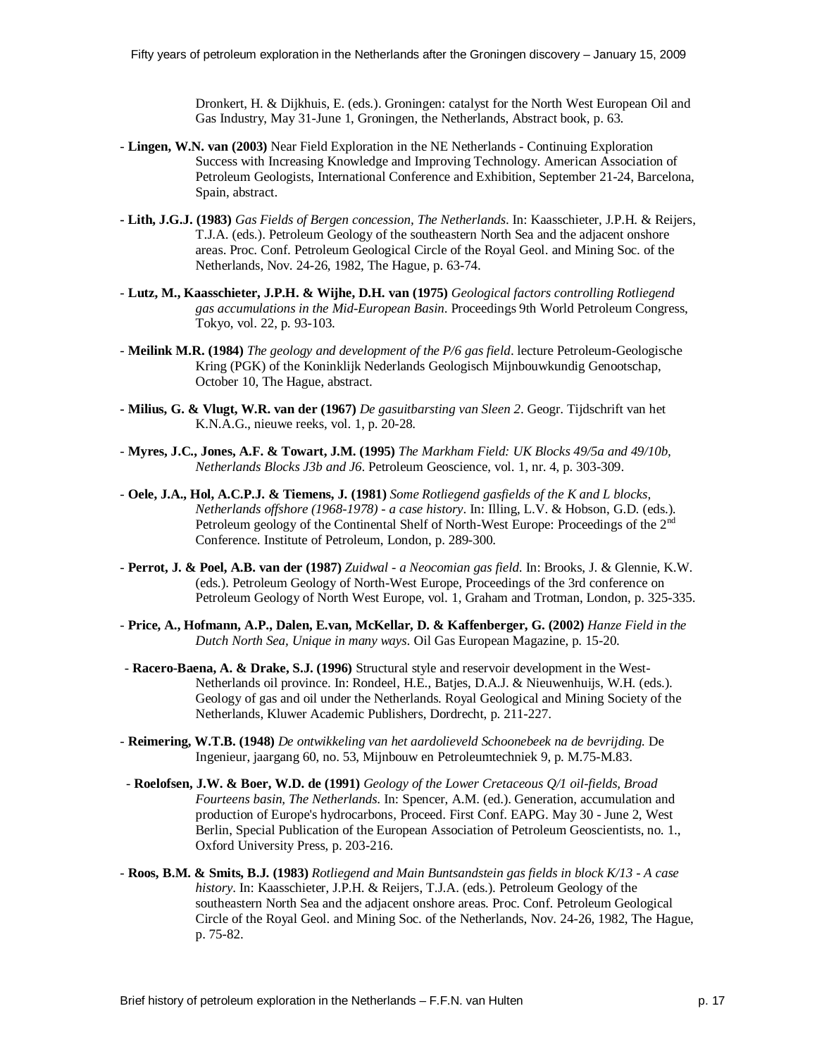Dronkert, H. & Dijkhuis, E. (eds.). Groningen: catalyst for the North West European Oil and Gas Industry, May 31-June 1, Groningen, the Netherlands, Abstract book, p. 63.

- **Lingen, W.N. van (2003)** Near Field Exploration in the NE Netherlands - Continuing Exploration Success with Increasing Knowledge and Improving Technology. American Association of Petroleum Geologists, International Conference and Exhibition, September 21-24, Barcelona, Spain, abstract.

- **Lith, J.G.J. (1983)** *Gas Fields of Bergen concession, The Netherlands*. In: Kaasschieter, J.P.H. & Reijers, T.J.A. (eds.). Petroleum Geology of the southeastern North Sea and the adjacent onshore areas. Proc. Conf. Petroleum Geological Circle of the Royal Geol. and Mining Soc. of the Netherlands, Nov. 24-26, 1982, The Hague, p. 63-74.

- **Lutz, M., Kaasschieter, J.P.H. & Wijhe, D.H. van (1975)** *Geological factors controlling Rotliegend gas accumulations in the Mid-European Basin*. Proceedings 9th World Petroleum Congress, Tokyo, vol. 22, p. 93-103.

- **Meilink M.R. (1984)** *The geology and development of the P/6 gas field*. lecture Petroleum-Geologische Kring (PGK) of the Koninklijk Nederlands Geologisch Mijnbouwkundig Genootschap, October 10, The Hague, abstract.

- **Milius, G. & Vlugt, W.R. van der (1967)** *De gasuitbarsting van Sleen 2*. Geogr. Tijdschrift van het K.N.A.G., nieuwe reeks, vol. 1, p. 20-28.

- **Myres, J.C., Jones, A.F. & Towart, J.M. (1995)** *The Markham Field: UK Blocks 49/5a and 49/10b, Netherlands Blocks J3b and J6*. Petroleum Geoscience, vol. 1, nr. 4, p. 303-309.

- **Oele, J.A., Hol, A.C.P.J. & Tiemens, J. (1981)** *Some Rotliegend gasfields of the K and L blocks, Netherlands offshore (1968-1978) - a case history*. In: Illing, L.V. & Hobson, G.D. (eds.). Petroleum geology of the Continental Shelf of North-West Europe: Proceedings of the 2nd Conference. Institute of Petroleum, London, p. 289-300.

- **Perrot, J. & Poel, A.B. van der (1987)** *Zuidwal - a Neocomian gas field*. In: Brooks, J. & Glennie, K.W. (eds.). Petroleum Geology of North-West Europe, Proceedings of the 3rd conference on Petroleum Geology of North West Europe, vol. 1, Graham and Trotman, London, p. 325-335.

- **Price, A., Hofmann, A.P., Dalen, E.van, McKellar, D. & Kaffenberger, G. (2002)** *Hanze Field in the Dutch North Sea, Unique in many ways*. Oil Gas European Magazine, p. 15-20.

- **Racero-Baena, A. & Drake, S.J. (1996)** Structural style and reservoir development in the West-Netherlands oil province. In: Rondeel, H.E., Batjes, D.A.J. & Nieuwenhuijs, W.H. (eds.). Geology of gas and oil under the Netherlands. Royal Geological and Mining Society of the Netherlands, Kluwer Academic Publishers, Dordrecht, p. 211-227.

- **Reimering, W.T.B. (1948)** *De ontwikkeling van het aardolieveld Schoonebeek na de bevrijding*. De Ingenieur, jaargang 60, no. 53, Mijnbouw en Petroleumtechniek 9, p. M.75-M.83.

- **Roelofsen, J.W. & Boer, W.D. de (1991)** *Geology of the Lower Cretaceous Q/1 oil-fields, Broad Fourteens basin, The Netherlands*. In: Spencer, A.M. (ed.). Generation, accumulation and production of Europe's hydrocarbons, Proceed. First Conf. EAPG. May 30 - June 2, West Berlin, Special Publication of the European Association of Petroleum Geoscientists, no. 1., Oxford University Press, p. 203-216.

- **Roos, B.M. & Smits, B.J. (1983)** *Rotliegend and Main Buntsandstein gas fields in block K/13 - A case history*. In: Kaasschieter, J.P.H. & Reijers, T.J.A. (eds.). Petroleum Geology of the southeastern North Sea and the adjacent onshore areas. Proc. Conf. Petroleum Geological Circle of the Royal Geol. and Mining Soc. of the Netherlands, Nov. 24-26, 1982, The Hague, p. 75-82.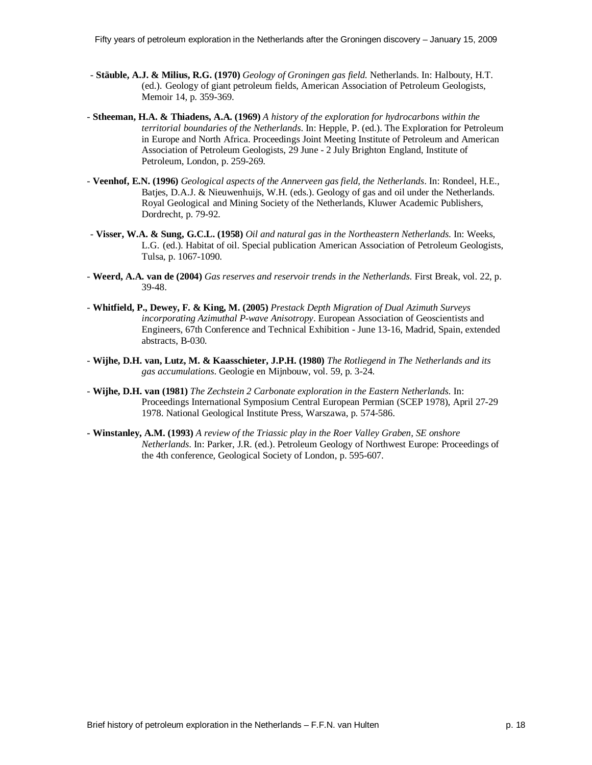- **Stäuble, A.J. & Milius, R.G. (1970)** *Geology of Groningen gas field.* Netherlands. In: Halbouty, H.T. (ed.). Geology of giant petroleum fields, American Association of Petroleum Geologists, Memoir 14, p. 359-369.

- **Stheeman, H.A. & Thiadens, A.A. (1969)** *A history of the exploration for hydrocarbons within the territorial boundaries of the Netherlands*. In: Hepple, P. (ed.). The Exploration for Petroleum in Europe and North Africa. Proceedings Joint Meeting Institute of Petroleum and American Association of Petroleum Geologists, 29 June - 2 July Brighton England, Institute of Petroleum, London, p. 259-269.

- **Veenhof, E.N. (1996)** *Geological aspects of the Annerveen gas field, the Netherlands*. In: Rondeel, H.E., Batjes, D.A.J. & Nieuwenhuijs, W.H. (eds.). Geology of gas and oil under the Netherlands. Royal Geological and Mining Society of the Netherlands, Kluwer Academic Publishers, Dordrecht, p. 79-92.

- **Visser, W.A. & Sung, G.C.L. (1958)** *Oil and natural gas in the Northeastern Netherlands.* In: Weeks, L.G. (ed.). Habitat of oil. Special publication American Association of Petroleum Geologists, Tulsa, p. 1067-1090.

- **Weerd, A.A. van de (2004)** *Gas reserves and reservoir trends in the Netherlands.* First Break, vol. 22, p. 39-48.

- **Whitfield, P., Dewey, F. & King, M. (2005)** *Prestack Depth Migration of Dual Azimuth Surveys incorporating Azimuthal P-wave Anisotropy*. European Association of Geoscientists and Engineers, 67th Conference and Technical Exhibition - June 13-16, Madrid, Spain, extended abstracts, B-030.

- **Wijhe, D.H. van, Lutz, M. & Kaasschieter, J.P.H. (1980)** *The Rotliegend in The Netherlands and its gas accumulations*. Geologie en Mijnbouw, vol. 59, p. 3-24.

- **Wijhe, D.H. van (1981)** *The Zechstein 2 Carbonate exploration in the Eastern Netherlands.* In: Proceedings International Symposium Central European Permian (SCEP 1978), April 27-29 1978. National Geological Institute Press, Warszawa, p. 574-586.

**- Winstanley, A.M. (1993)** *A review of the Triassic play in the Roer Valley Graben, SE onshore Netherlands*. In: Parker, J.R. (ed.). Petroleum Geology of Northwest Europe: Proceedings of the 4th conference, Geological Society of London, p. 595-607.